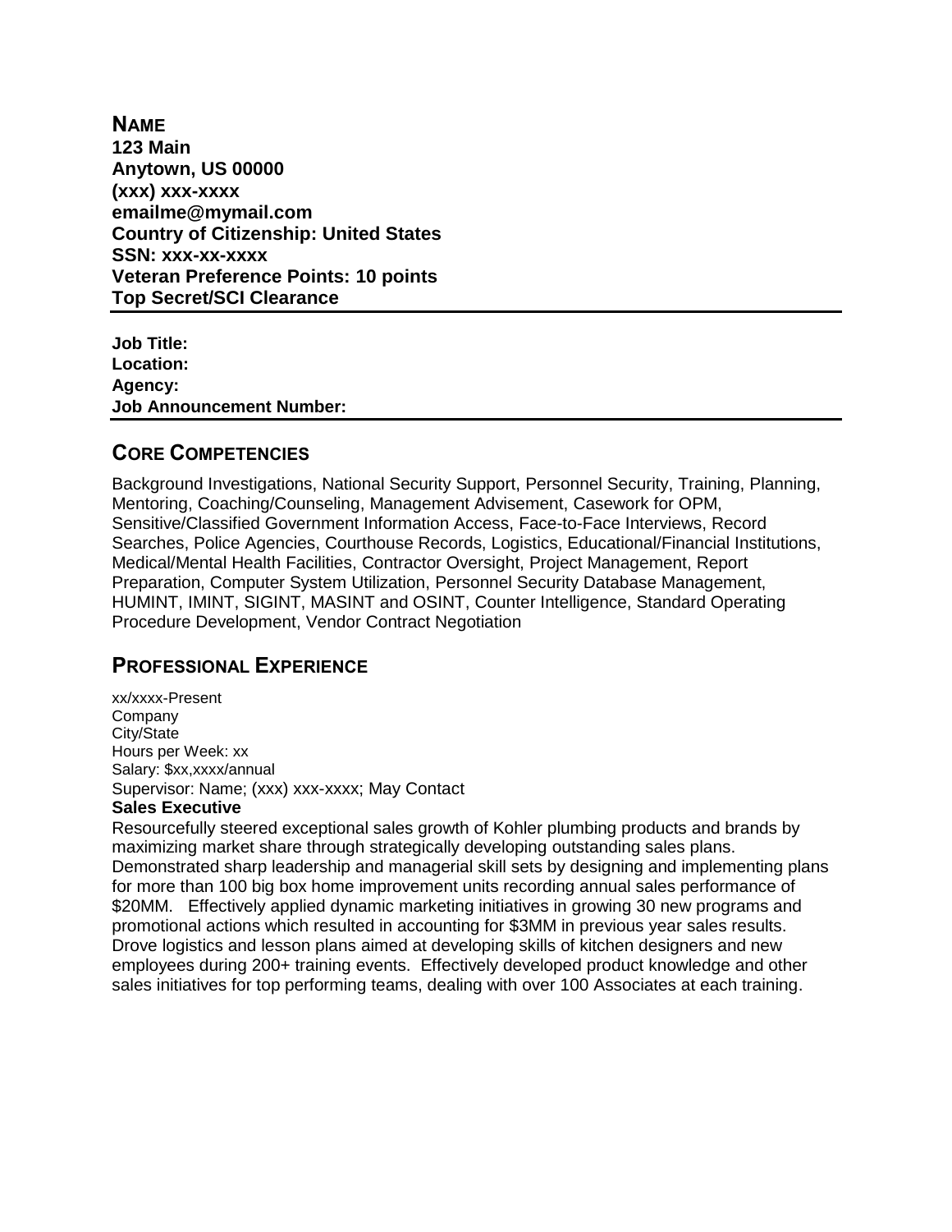**NAME**
**123 Main**
**Anytown, US 00000**
**(xxx) xxx-xxxx**
**emailme@mymail.com**
**Country of Citizenship: United States**
**SSN: xxx-xx-xxxx**
**Veteran Preference Points: 10 points**
**Top Secret/SCI Clearance**

---

**Job Title:**
**Location:**
**Agency:**
**Job Announcement Number:**

---

## CORE COMPETENCIES

Background Investigations, National Security Support, Personnel Security, Training, Planning, Mentoring, Coaching/Counseling, Management Advisement, Casework for OPM, Sensitive/Classified Government Information Access, Face-to-Face Interviews, Record Searches, Police Agencies, Courthouse Records, Logistics, Educational/Financial Institutions, Medical/Mental Health Facilities, Contractor Oversight, Project Management, Report Preparation, Computer System Utilization, Personnel Security Database Management, HUMINT, IMINT, SIGINT, MASINT and OSINT, Counter Intelligence, Standard Operating Procedure Development, Vendor Contract Negotiation

## PROFESSIONAL EXPERIENCE

xx/xxxx-Present
Company
City/State
Hours per Week: xx
Salary: $xx,xxxx/annual
Supervisor: Name; (xxx) xxx-xxxx; May Contact

**Sales Executive**

Resourcefully steered exceptional sales growth of Kohler plumbing products and brands by maximizing market share through strategically developing outstanding sales plans. Demonstrated sharp leadership and managerial skill sets by designing and implementing plans for more than 100 big box home improvement units recording annual sales performance of $20MM. Effectively applied dynamic marketing initiatives in growing 30 new programs and promotional actions which resulted in accounting for $3MM in previous year sales results. Drove logistics and lesson plans aimed at developing skills of kitchen designers and new employees during 200+ training events. Effectively developed product knowledge and other sales initiatives for top performing teams, dealing with over 100 Associates at each training.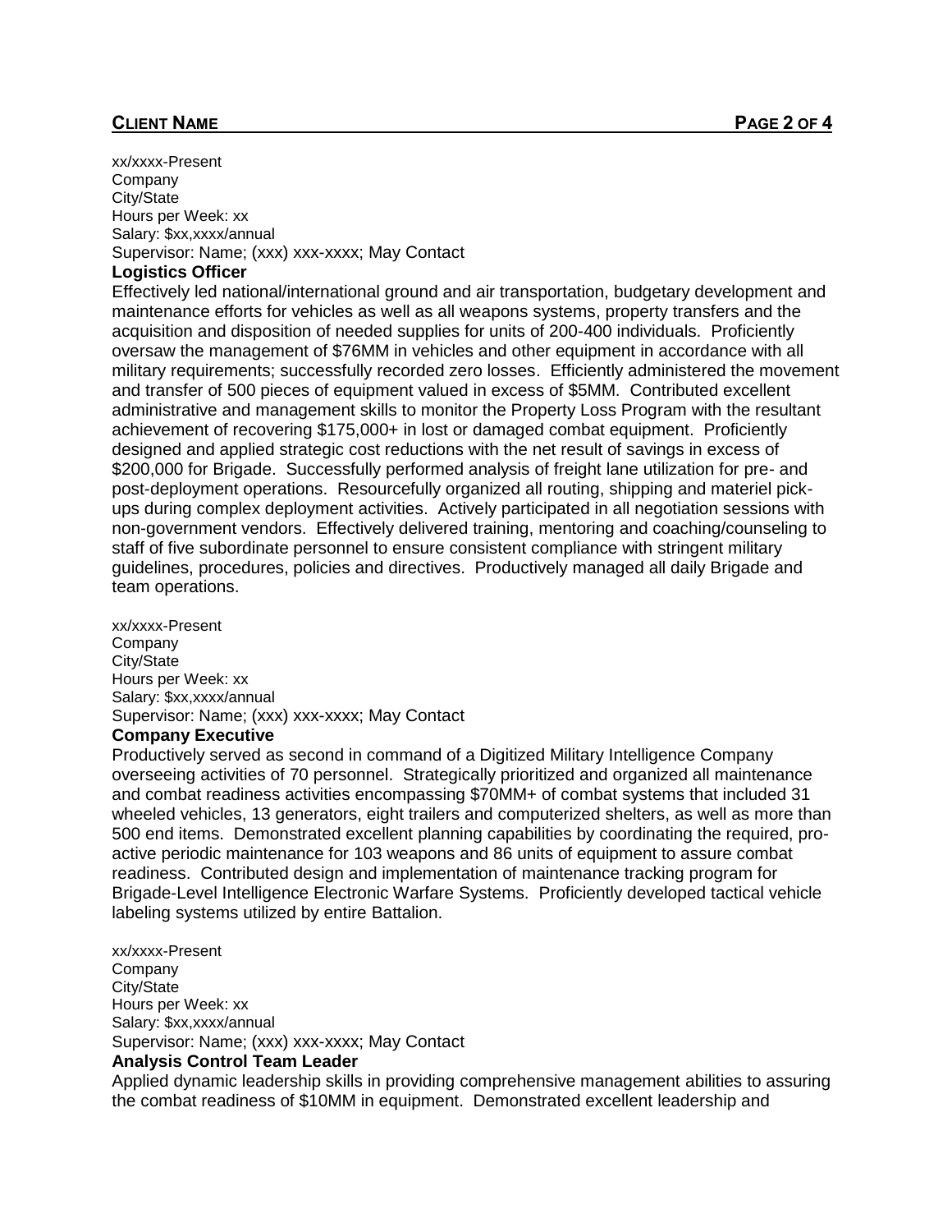xx/xxxx-Present
Company
City/State
Hours per Week: xx
Salary: $xx,xxxx/annual
Supervisor: Name; (xxx) xxx-xxxx; May Contact

**Logistics Officer**

Effectively led national/international ground and air transportation, budgetary development and maintenance efforts for vehicles as well as all weapons systems, property transfers and the acquisition and disposition of needed supplies for units of 200-400 individuals. Proficiently oversaw the management of $76MM in vehicles and other equipment in accordance with all military requirements; successfully recorded zero losses. Efficiently administered the movement and transfer of 500 pieces of equipment valued in excess of $5MM. Contributed excellent administrative and management skills to monitor the Property Loss Program with the resultant achievement of recovering $175,000+ in lost or damaged combat equipment. Proficiently designed and applied strategic cost reductions with the net result of savings in excess of $200,000 for Brigade. Successfully performed analysis of freight lane utilization for pre- and post-deployment operations. Resourcefully organized all routing, shipping and materiel pick-ups during complex deployment activities. Actively participated in all negotiation sessions with non-government vendors. Effectively delivered training, mentoring and coaching/counseling to staff of five subordinate personnel to ensure consistent compliance with stringent military guidelines, procedures, policies and directives. Productively managed all daily Brigade and team operations.

xx/xxxx-Present
Company
City/State
Hours per Week: xx
Salary: $xx,xxxx/annual
Supervisor: Name; (xxx) xxx-xxxx; May Contact

**Company Executive**

Productively served as second in command of a Digitized Military Intelligence Company overseeing activities of 70 personnel. Strategically prioritized and organized all maintenance and combat readiness activities encompassing $70MM+ of combat systems that included 31 wheeled vehicles, 13 generators, eight trailers and computerized shelters, as well as more than 500 end items. Demonstrated excellent planning capabilities by coordinating the required, pro-active periodic maintenance for 103 weapons and 86 units of equipment to assure combat readiness. Contributed design and implementation of maintenance tracking program for Brigade-Level Intelligence Electronic Warfare Systems. Proficiently developed tactical vehicle labeling systems utilized by entire Battalion.

xx/xxxx-Present
Company
City/State
Hours per Week: xx
Salary: $xx,xxxx/annual
Supervisor: Name; (xxx) xxx-xxxx; May Contact

**Analysis Control Team Leader**

Applied dynamic leadership skills in providing comprehensive management abilities to assuring the combat readiness of $10MM in equipment. Demonstrated excellent leadership and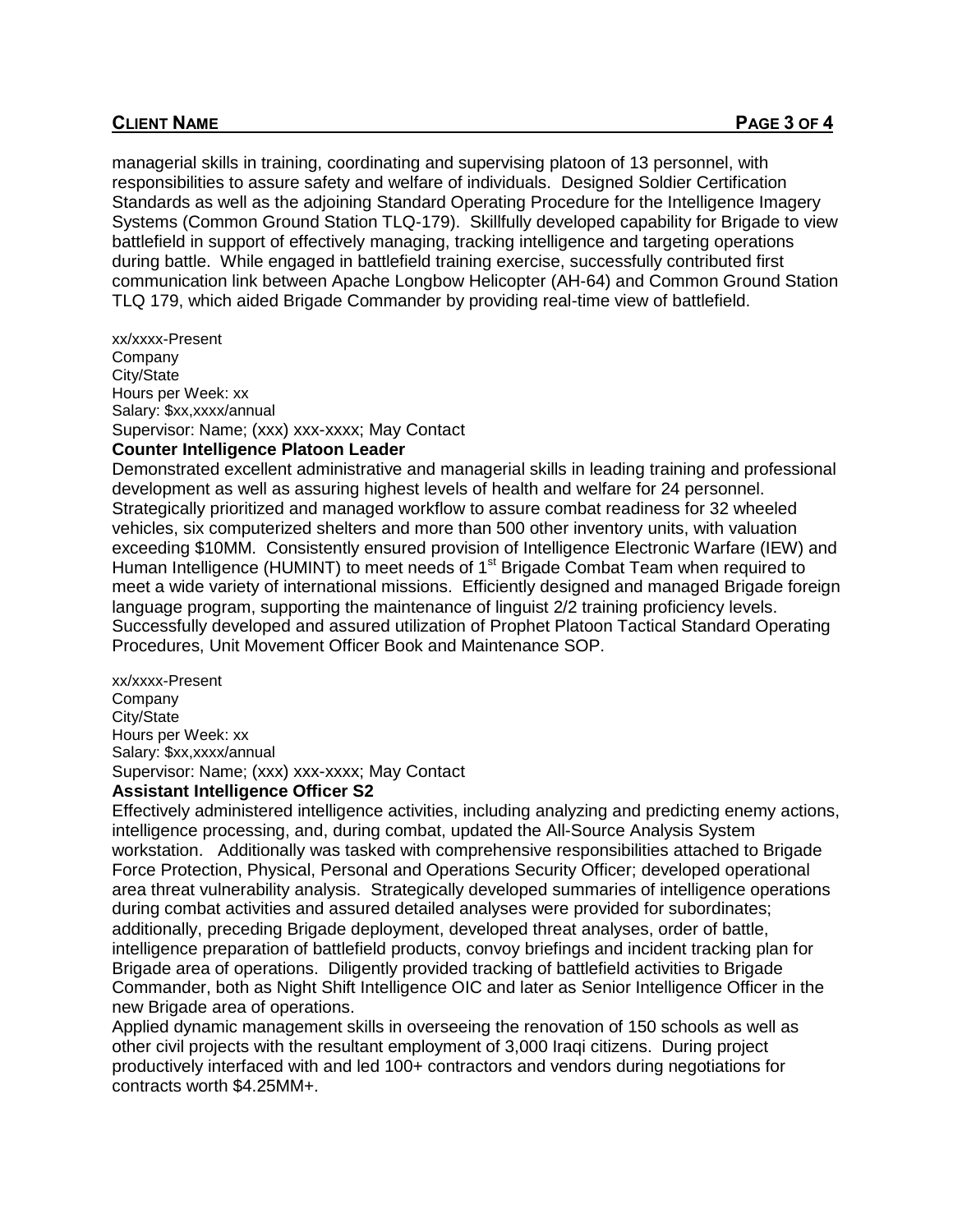managerial skills in training, coordinating and supervising platoon of 13 personnel, with responsibilities to assure safety and welfare of individuals. Designed Soldier Certification Standards as well as the adjoining Standard Operating Procedure for the Intelligence Imagery Systems (Common Ground Station TLQ-179). Skillfully developed capability for Brigade to view battlefield in support of effectively managing, tracking intelligence and targeting operations during battle. While engaged in battlefield training exercise, successfully contributed first communication link between Apache Longbow Helicopter (AH-64) and Common Ground Station TLQ 179, which aided Brigade Commander by providing real-time view of battlefield.

xx/xxxx-Present
Company
City/State
Hours per Week: xx
Salary: $xx,xxxx/annual
Supervisor: Name; (xxx) xxx-xxxx; May Contact

**Counter Intelligence Platoon Leader**

Demonstrated excellent administrative and managerial skills in leading training and professional development as well as assuring highest levels of health and welfare for 24 personnel. Strategically prioritized and managed workflow to assure combat readiness for 32 wheeled vehicles, six computerized shelters and more than 500 other inventory units, with valuation exceeding $10MM. Consistently ensured provision of Intelligence Electronic Warfare (IEW) and Human Intelligence (HUMINT) to meet needs of 1st Brigade Combat Team when required to meet a wide variety of international missions. Efficiently designed and managed Brigade foreign language program, supporting the maintenance of linguist 2/2 training proficiency levels. Successfully developed and assured utilization of Prophet Platoon Tactical Standard Operating Procedures, Unit Movement Officer Book and Maintenance SOP.

xx/xxxx-Present
Company
City/State
Hours per Week: xx
Salary: $xx,xxxx/annual
Supervisor: Name; (xxx) xxx-xxxx; May Contact

**Assistant Intelligence Officer S2**

Effectively administered intelligence activities, including analyzing and predicting enemy actions, intelligence processing, and, during combat, updated the All-Source Analysis System workstation. Additionally was tasked with comprehensive responsibilities attached to Brigade Force Protection, Physical, Personal and Operations Security Officer; developed operational area threat vulnerability analysis. Strategically developed summaries of intelligence operations during combat activities and assured detailed analyses were provided for subordinates; additionally, preceding Brigade deployment, developed threat analyses, order of battle, intelligence preparation of battlefield products, convoy briefings and incident tracking plan for Brigade area of operations. Diligently provided tracking of battlefield activities to Brigade Commander, both as Night Shift Intelligence OIC and later as Senior Intelligence Officer in the new Brigade area of operations.

Applied dynamic management skills in overseeing the renovation of 150 schools as well as other civil projects with the resultant employment of 3,000 Iraqi citizens. During project productively interfaced with and led 100+ contractors and vendors during negotiations for contracts worth $4.25MM+.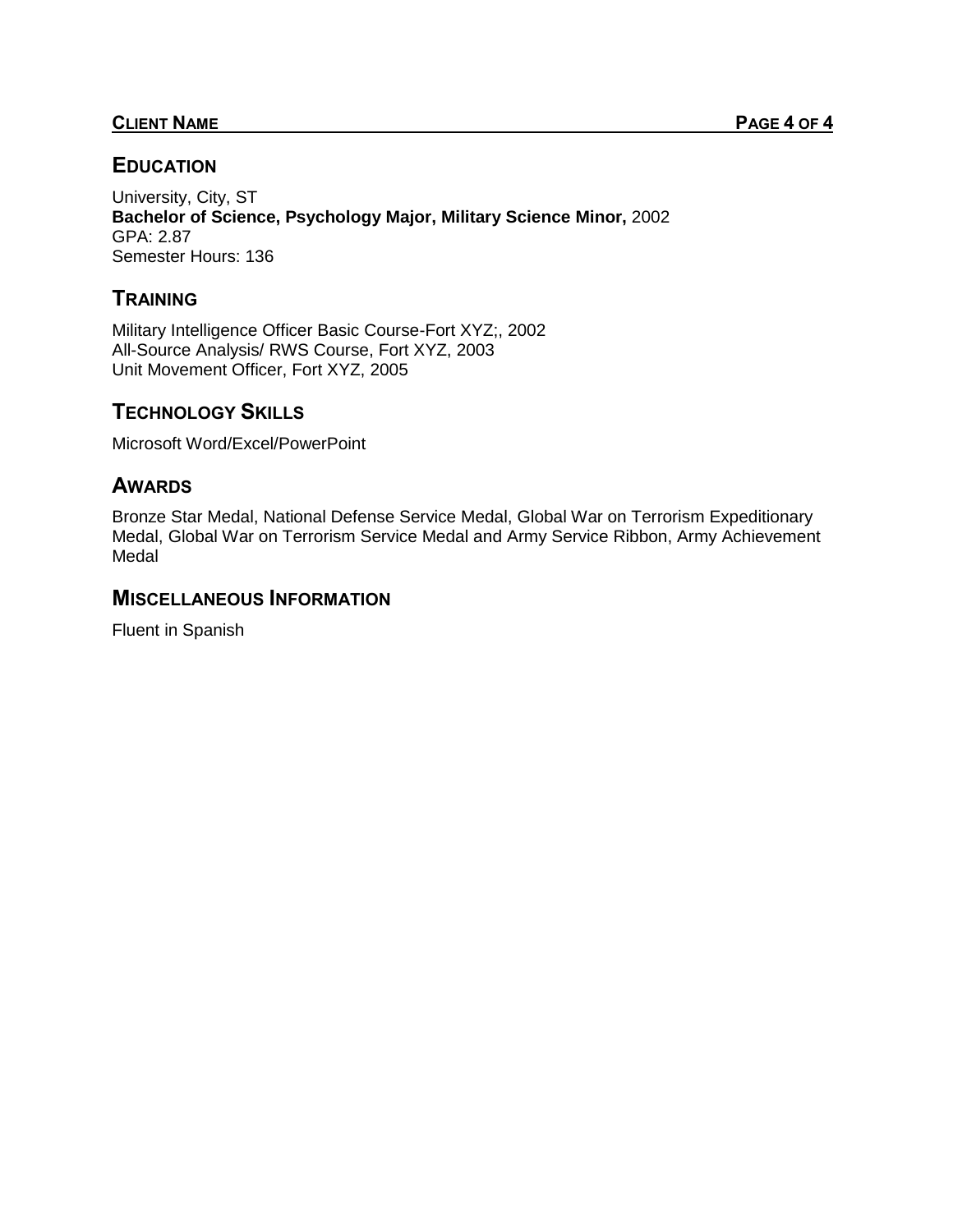## EDUCATION

University, City, ST
**Bachelor of Science, Psychology Major, Military Science Minor,** 2002
GPA: 2.87
Semester Hours: 136

## TRAINING

Military Intelligence Officer Basic Course-Fort XYZ;, 2002
All-Source Analysis/ RWS Course, Fort XYZ, 2003
Unit Movement Officer, Fort XYZ, 2005

## TECHNOLOGY SKILLS

Microsoft Word/Excel/PowerPoint

## AWARDS

Bronze Star Medal, National Defense Service Medal, Global War on Terrorism Expeditionary Medal, Global War on Terrorism Service Medal and Army Service Ribbon, Army Achievement Medal

## MISCELLANEOUS INFORMATION

Fluent in Spanish